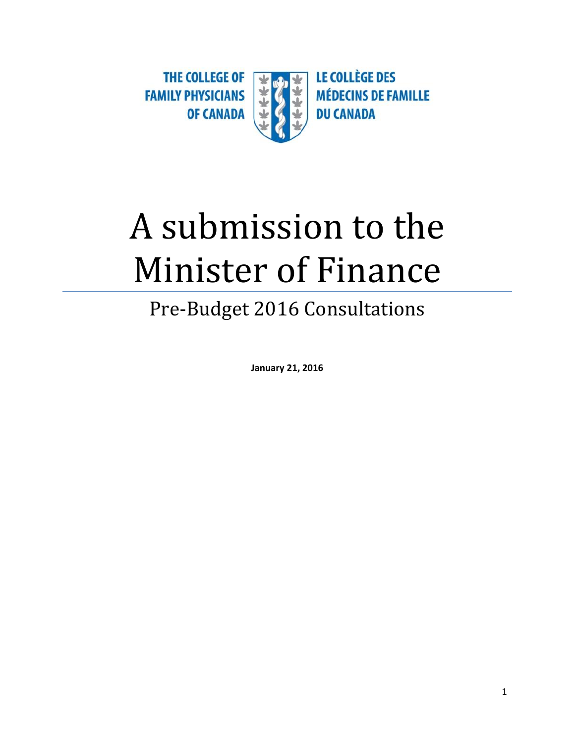THE COLLEGE OF FAMILY PHYSICIANS OF CANADA

LE COLLÈGE DES MÉDECINS DE FAMILLE DU CANADA

# A submission to the Minister of Finance

## Pre-Budget 2016 Consultations

**January 21, 2016**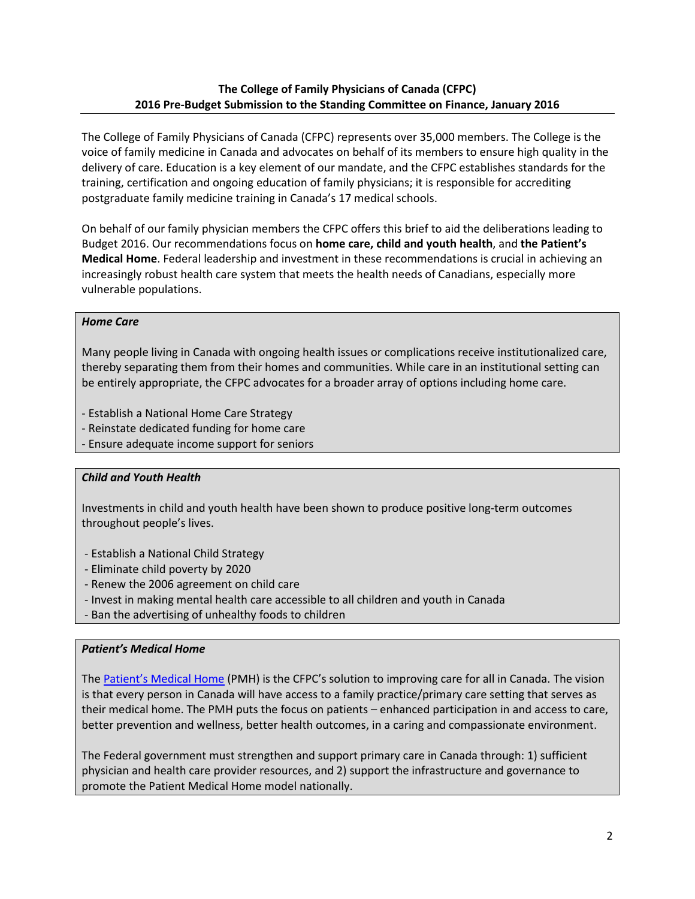**The College of Family Physicians of Canada (CFPC)**
**2016 Pre-Budget Submission to the Standing Committee on Finance, January 2016**

The College of Family Physicians of Canada (CFPC) represents over 35,000 members. The College is the voice of family medicine in Canada and advocates on behalf of its members to ensure high quality in the delivery of care. Education is a key element of our mandate, and the CFPC establishes standards for the training, certification and ongoing education of family physicians; it is responsible for accrediting postgraduate family medicine training in Canada's 17 medical schools.

On behalf of our family physician members the CFPC offers this brief to aid the deliberations leading to Budget 2016. Our recommendations focus on **home care, child and youth health**, and **the Patient's Medical Home**. Federal leadership and investment in these recommendations is crucial in achieving an increasingly robust health care system that meets the health needs of Canadians, especially more vulnerable populations.

***Home Care***

Many people living in Canada with ongoing health issues or complications receive institutionalized care, thereby separating them from their homes and communities. While care in an institutional setting can be entirely appropriate, the CFPC advocates for a broader array of options including home care.

- Establish a National Home Care Strategy
- Reinstate dedicated funding for home care
- Ensure adequate income support for seniors

***Child and Youth Health***

Investments in child and youth health have been shown to produce positive long-term outcomes throughout people's lives.

- Establish a National Child Strategy
- Eliminate child poverty by 2020
- Renew the 2006 agreement on child care
- Invest in making mental health care accessible to all children and youth in Canada
- Ban the advertising of unhealthy foods to children

***Patient's Medical Home***

The Patient's Medical Home (PMH) is the CFPC's solution to improving care for all in Canada. The vision is that every person in Canada will have access to a family practice/primary care setting that serves as their medical home. The PMH puts the focus on patients – enhanced participation in and access to care, better prevention and wellness, better health outcomes, in a caring and compassionate environment.

The Federal government must strengthen and support primary care in Canada through: 1) sufficient physician and health care provider resources, and 2) support the infrastructure and governance to promote the Patient Medical Home model nationally.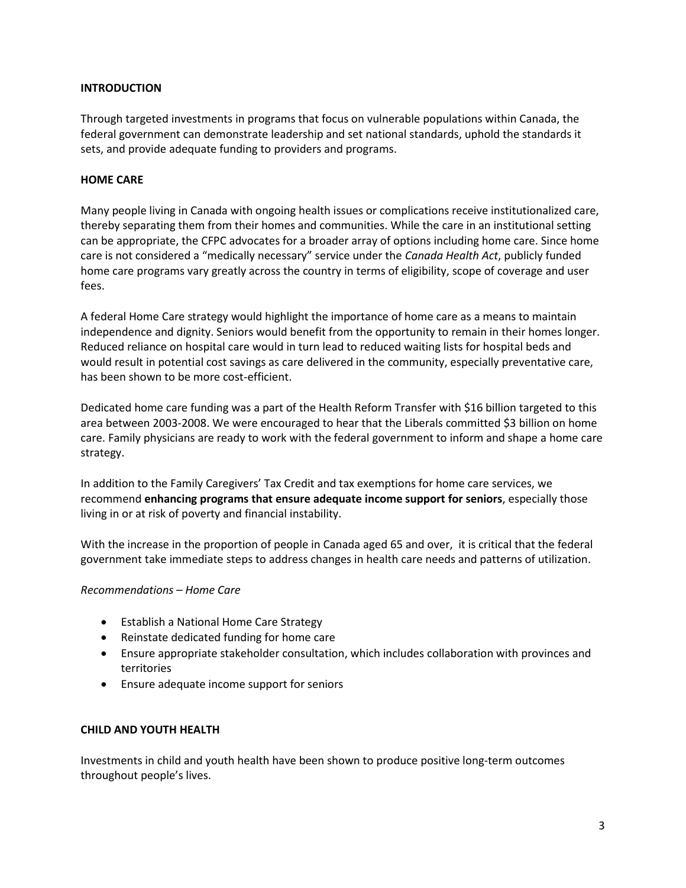## INTRODUCTION

Through targeted investments in programs that focus on vulnerable populations within Canada, the federal government can demonstrate leadership and set national standards, uphold the standards it sets, and provide adequate funding to providers and programs.

## HOME CARE

Many people living in Canada with ongoing health issues or complications receive institutionalized care, thereby separating them from their homes and communities. While the care in an institutional setting can be appropriate, the CFPC advocates for a broader array of options including home care. Since home care is not considered a "medically necessary" service under the *Canada Health Act*, publicly funded home care programs vary greatly across the country in terms of eligibility, scope of coverage and user fees.

A federal Home Care strategy would highlight the importance of home care as a means to maintain independence and dignity. Seniors would benefit from the opportunity to remain in their homes longer. Reduced reliance on hospital care would in turn lead to reduced waiting lists for hospital beds and would result in potential cost savings as care delivered in the community, especially preventative care, has been shown to be more cost-efficient.

Dedicated home care funding was a part of the Health Reform Transfer with $16 billion targeted to this area between 2003-2008. We were encouraged to hear that the Liberals committed $3 billion on home care. Family physicians are ready to work with the federal government to inform and shape a home care strategy.

In addition to the Family Caregivers' Tax Credit and tax exemptions for home care services, we recommend **enhancing programs that ensure adequate income support for seniors**, especially those living in or at risk of poverty and financial instability.

With the increase in the proportion of people in Canada aged 65 and over, it is critical that the federal government take immediate steps to address changes in health care needs and patterns of utilization.

*Recommendations – Home Care*

- Establish a National Home Care Strategy
- Reinstate dedicated funding for home care
- Ensure appropriate stakeholder consultation, which includes collaboration with provinces and territories
- Ensure adequate income support for seniors

## CHILD AND YOUTH HEALTH

Investments in child and youth health have been shown to produce positive long-term outcomes throughout people's lives.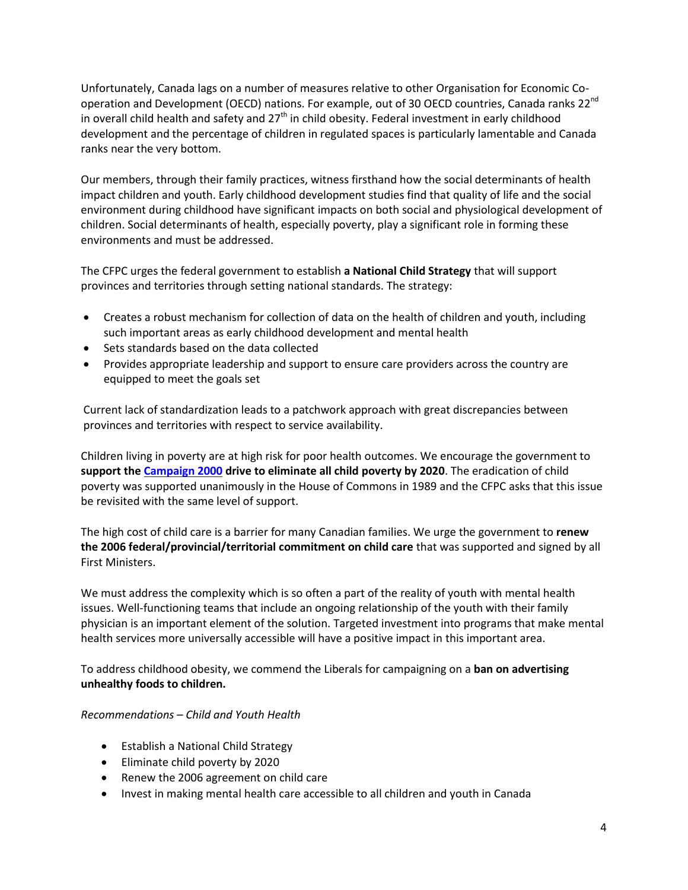Unfortunately, Canada lags on a number of measures relative to other Organisation for Economic Co-operation and Development (OECD) nations. For example, out of 30 OECD countries, Canada ranks 22nd in overall child health and safety and 27th in child obesity. Federal investment in early childhood development and the percentage of children in regulated spaces is particularly lamentable and Canada ranks near the very bottom.

Our members, through their family practices, witness firsthand how the social determinants of health impact children and youth. Early childhood development studies find that quality of life and the social environment during childhood have significant impacts on both social and physiological development of children. Social determinants of health, especially poverty, play a significant role in forming these environments and must be addressed.

The CFPC urges the federal government to establish **a National Child Strategy** that will support provinces and territories through setting national standards. The strategy:

- Creates a robust mechanism for collection of data on the health of children and youth, including such important areas as early childhood development and mental health
- Sets standards based on the data collected
- Provides appropriate leadership and support to ensure care providers across the country are equipped to meet the goals set

Current lack of standardization leads to a patchwork approach with great discrepancies between provinces and territories with respect to service availability.

Children living in poverty are at high risk for poor health outcomes. We encourage the government to **support the Campaign 2000 drive to eliminate all child poverty by 2020**. The eradication of child poverty was supported unanimously in the House of Commons in 1989 and the CFPC asks that this issue be revisited with the same level of support.

The high cost of child care is a barrier for many Canadian families. We urge the government to **renew the 2006 federal/provincial/territorial commitment on child care** that was supported and signed by all First Ministers.

We must address the complexity which is so often a part of the reality of youth with mental health issues. Well-functioning teams that include an ongoing relationship of the youth with their family physician is an important element of the solution. Targeted investment into programs that make mental health services more universally accessible will have a positive impact in this important area.

To address childhood obesity, we commend the Liberals for campaigning on a **ban on advertising unhealthy foods to children.**

*Recommendations – Child and Youth Health*

- Establish a National Child Strategy
- Eliminate child poverty by 2020
- Renew the 2006 agreement on child care
- Invest in making mental health care accessible to all children and youth in Canada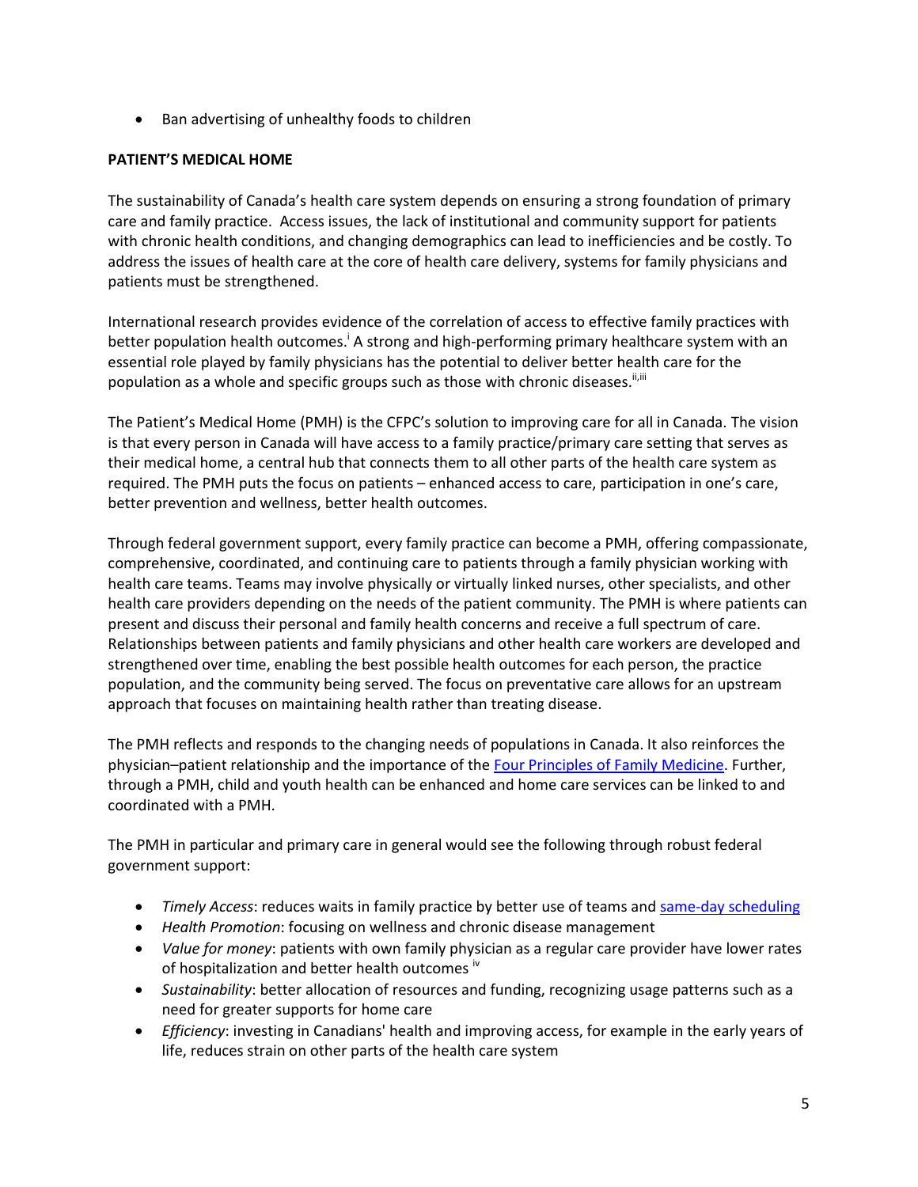- Ban advertising of unhealthy foods to children

**PATIENT'S MEDICAL HOME**

The sustainability of Canada's health care system depends on ensuring a strong foundation of primary care and family practice. Access issues, the lack of institutional and community support for patients with chronic health conditions, and changing demographics can lead to inefficiencies and be costly. To address the issues of health care at the core of health care delivery, systems for family physicians and patients must be strengthened.

International research provides evidence of the correlation of access to effective family practices with better population health outcomes.[i] A strong and high-performing primary healthcare system with an essential role played by family physicians has the potential to deliver better health care for the population as a whole and specific groups such as those with chronic diseases.[ii,iii]

The Patient's Medical Home (PMH) is the CFPC's solution to improving care for all in Canada. The vision is that every person in Canada will have access to a family practice/primary care setting that serves as their medical home, a central hub that connects them to all other parts of the health care system as required. The PMH puts the focus on patients – enhanced access to care, participation in one's care, better prevention and wellness, better health outcomes.

Through federal government support, every family practice can become a PMH, offering compassionate, comprehensive, coordinated, and continuing care to patients through a family physician working with health care teams. Teams may involve physically or virtually linked nurses, other specialists, and other health care providers depending on the needs of the patient community. The PMH is where patients can present and discuss their personal and family health concerns and receive a full spectrum of care. Relationships between patients and family physicians and other health care workers are developed and strengthened over time, enabling the best possible health outcomes for each person, the practice population, and the community being served. The focus on preventative care allows for an upstream approach that focuses on maintaining health rather than treating disease.

The PMH reflects and responds to the changing needs of populations in Canada. It also reinforces the physician–patient relationship and the importance of the Four Principles of Family Medicine. Further, through a PMH, child and youth health can be enhanced and home care services can be linked to and coordinated with a PMH.

The PMH in particular and primary care in general would see the following through robust federal government support:

- *Timely Access*: reduces waits in family practice by better use of teams and same-day scheduling
- *Health Promotion*: focusing on wellness and chronic disease management
- *Value for money*: patients with own family physician as a regular care provider have lower rates of hospitalization and better health outcomes [iv]
- *Sustainability*: better allocation of resources and funding, recognizing usage patterns such as a need for greater supports for home care
- *Efficiency*: investing in Canadians' health and improving access, for example in the early years of life, reduces strain on other parts of the health care system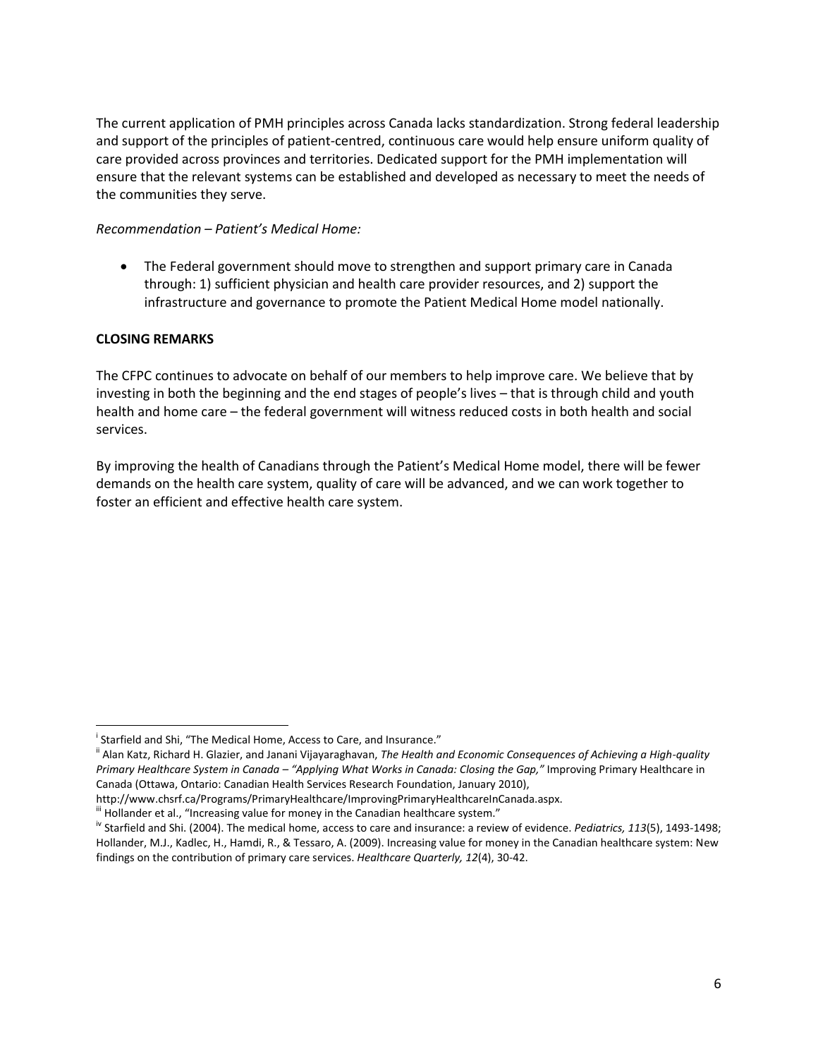The current application of PMH principles across Canada lacks standardization. Strong federal leadership and support of the principles of patient-centred, continuous care would help ensure uniform quality of care provided across provinces and territories. Dedicated support for the PMH implementation will ensure that the relevant systems can be established and developed as necessary to meet the needs of the communities they serve.

*Recommendation – Patient's Medical Home:*

- The Federal government should move to strengthen and support primary care in Canada through: 1) sufficient physician and health care provider resources, and 2) support the infrastructure and governance to promote the Patient Medical Home model nationally.

**CLOSING REMARKS**

The CFPC continues to advocate on behalf of our members to help improve care. We believe that by investing in both the beginning and the end stages of people's lives – that is through child and youth health and home care – the federal government will witness reduced costs in both health and social services.

By improving the health of Canadians through the Patient's Medical Home model, there will be fewer demands on the health care system, quality of care will be advanced, and we can work together to foster an efficient and effective health care system.

---

[i] Starfield and Shi, "The Medical Home, Access to Care, and Insurance."

[ii] Alan Katz, Richard H. Glazier, and Janani Vijayaraghavan, *The Health and Economic Consequences of Achieving a High-quality Primary Healthcare System in Canada – "Applying What Works in Canada: Closing the Gap,"* Improving Primary Healthcare in Canada (Ottawa, Ontario: Canadian Health Services Research Foundation, January 2010), http://www.chsrf.ca/Programs/PrimaryHealthcare/ImprovingPrimaryHealthcareInCanada.aspx.

[iii] Hollander et al., "Increasing value for money in the Canadian healthcare system."

[iv] Starfield and Shi. (2004). The medical home, access to care and insurance: a review of evidence. *Pediatrics, 113*(5), 1493-1498; Hollander, M.J., Kadlec, H., Hamdi, R., & Tessaro, A. (2009). Increasing value for money in the Canadian healthcare system: New findings on the contribution of primary care services. *Healthcare Quarterly, 12*(4), 30-42.